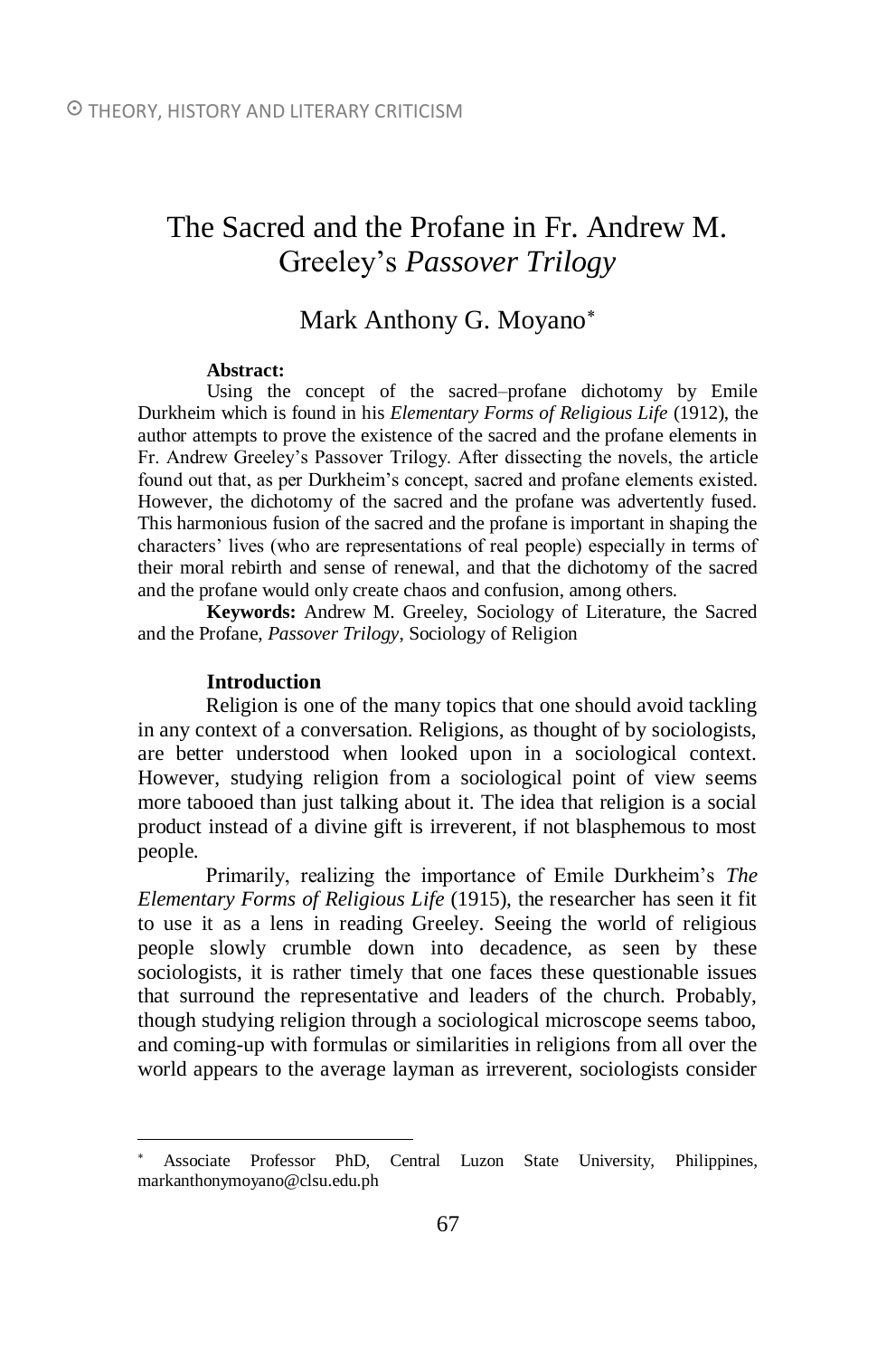# The Sacred and the Profane in Fr. Andrew M. Greeley's *Passover Trilogy*

Mark Anthony G. Moyano[*]

**Abstract:**

Using the concept of the sacred–profane dichotomy by Emile Durkheim which is found in his *Elementary Forms of Religious Life* (1912), the author attempts to prove the existence of the sacred and the profane elements in Fr. Andrew Greeley's Passover Trilogy. After dissecting the novels, the article found out that, as per Durkheim's concept, sacred and profane elements existed. However, the dichotomy of the sacred and the profane was advertently fused. This harmonious fusion of the sacred and the profane is important in shaping the characters' lives (who are representations of real people) especially in terms of their moral rebirth and sense of renewal, and that the dichotomy of the sacred and the profane would only create chaos and confusion, among others.

**Keywords:** Andrew M. Greeley, Sociology of Literature, the Sacred and the Profane, *Passover Trilogy*, Sociology of Religion

## Introduction

Religion is one of the many topics that one should avoid tackling in any context of a conversation. Religions, as thought of by sociologists, are better understood when looked upon in a sociological context. However, studying religion from a sociological point of view seems more tabooed than just talking about it. The idea that religion is a social product instead of a divine gift is irreverent, if not blasphemous to most people.

Primarily, realizing the importance of Emile Durkheim's *The Elementary Forms of Religious Life* (1915), the researcher has seen it fit to use it as a lens in reading Greeley. Seeing the world of religious people slowly crumble down into decadence, as seen by these sociologists, it is rather timely that one faces these questionable issues that surround the representative and leaders of the church. Probably, though studying religion through a sociological microscope seems taboo, and coming-up with formulas or similarities in religions from all over the world appears to the average layman as irreverent, sociologists consider

---

[*] Associate Professor PhD, Central Luzon State University, Philippines, markanthonymoyano@clsu.edu.ph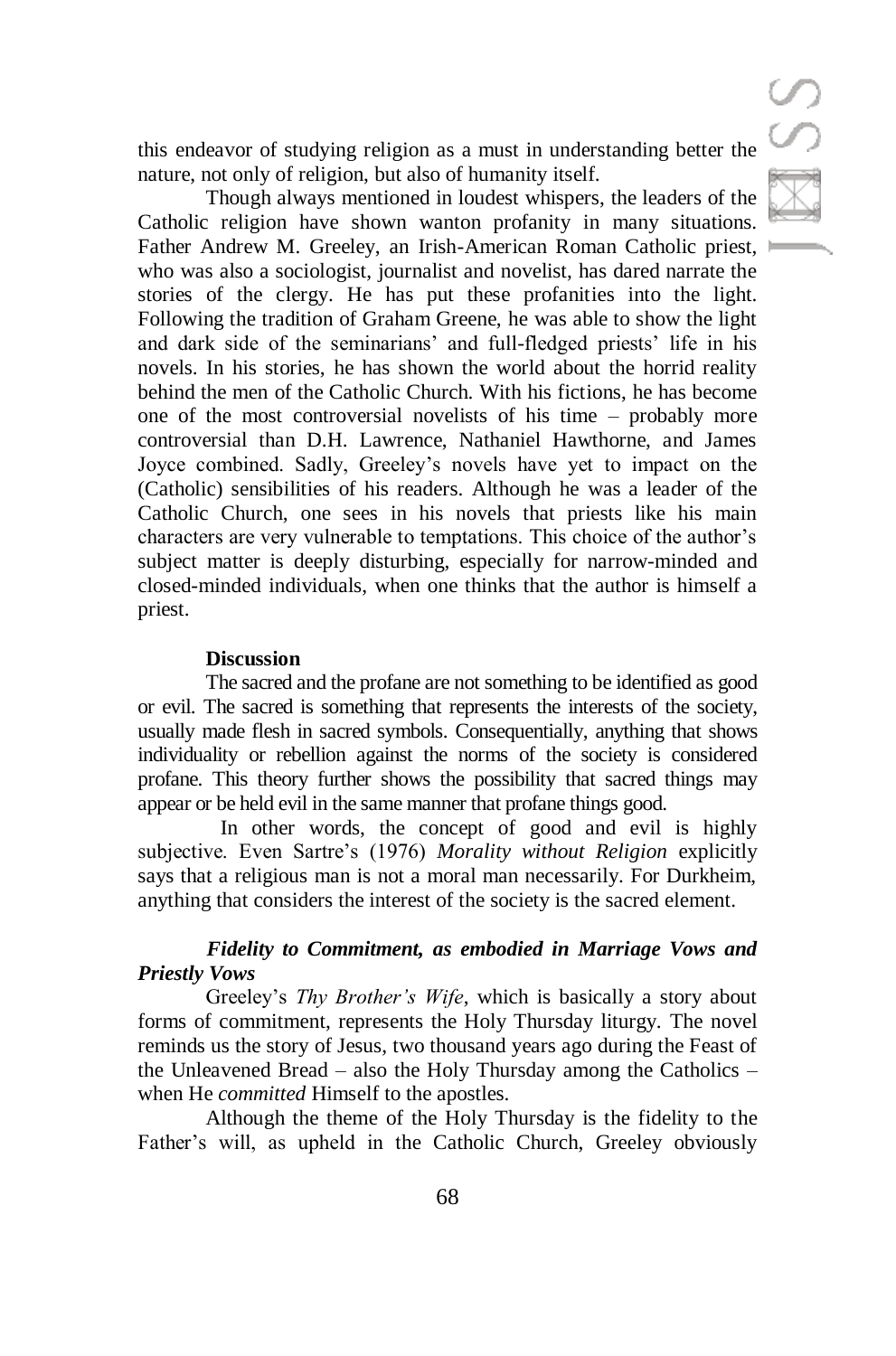this endeavor of studying religion as a must in understanding better the nature, not only of religion, but also of humanity itself.

Though always mentioned in loudest whispers, the leaders of the Catholic religion have shown wanton profanity in many situations. Father Andrew M. Greeley, an Irish-American Roman Catholic priest, who was also a sociologist, journalist and novelist, has dared narrate the stories of the clergy. He has put these profanities into the light. Following the tradition of Graham Greene, he was able to show the light and dark side of the seminarians' and full-fledged priests' life in his novels. In his stories, he has shown the world about the horrid reality behind the men of the Catholic Church. With his fictions, he has become one of the most controversial novelists of his time – probably more controversial than D.H. Lawrence, Nathaniel Hawthorne, and James Joyce combined. Sadly, Greeley's novels have yet to impact on the (Catholic) sensibilities of his readers. Although he was a leader of the Catholic Church, one sees in his novels that priests like his main characters are very vulnerable to temptations. This choice of the author's subject matter is deeply disturbing, especially for narrow-minded and closed-minded individuals, when one thinks that the author is himself a priest.

## Discussion

The sacred and the profane are not something to be identified as good or evil. The sacred is something that represents the interests of the society, usually made flesh in sacred symbols. Consequentially, anything that shows individuality or rebellion against the norms of the society is considered profane. This theory further shows the possibility that sacred things may appear or be held evil in the same manner that profane things good.

In other words, the concept of good and evil is highly subjective. Even Sartre's (1976) *Morality without Religion* explicitly says that a religious man is not a moral man necessarily. For Durkheim, anything that considers the interest of the society is the sacred element.

### *Fidelity to Commitment, as embodied in Marriage Vows and Priestly Vows*

Greeley's *Thy Brother's Wife*, which is basically a story about forms of commitment, represents the Holy Thursday liturgy. The novel reminds us the story of Jesus, two thousand years ago during the Feast of the Unleavened Bread – also the Holy Thursday among the Catholics – when He *committed* Himself to the apostles.

Although the theme of the Holy Thursday is the fidelity to the Father's will, as upheld in the Catholic Church, Greeley obviously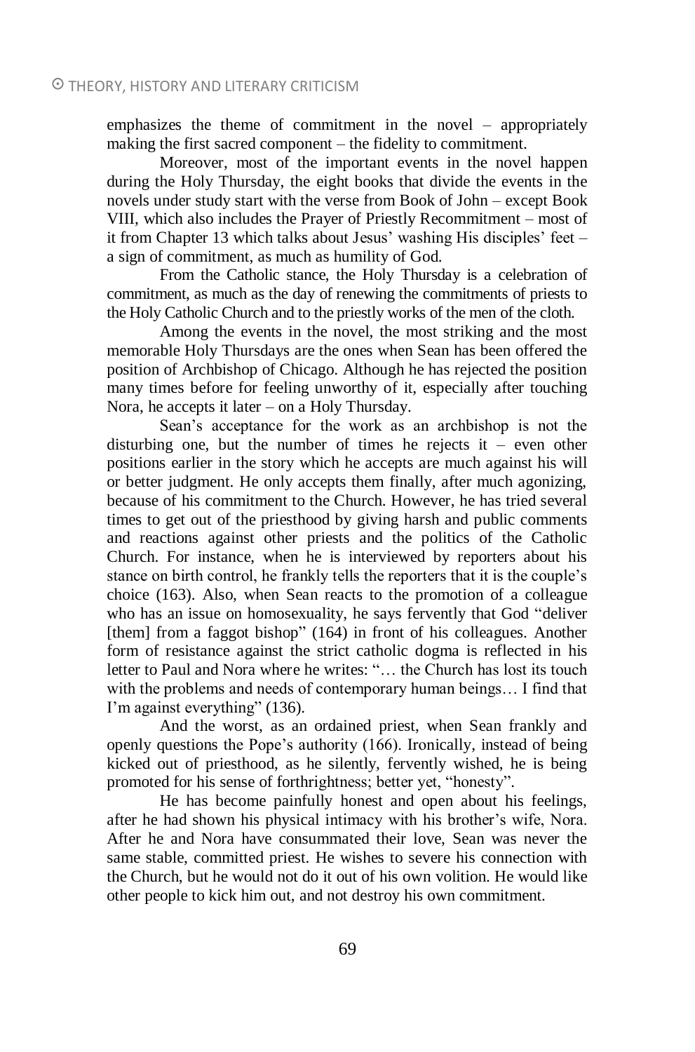emphasizes the theme of commitment in the novel – appropriately making the first sacred component – the fidelity to commitment.

Moreover, most of the important events in the novel happen during the Holy Thursday, the eight books that divide the events in the novels under study start with the verse from Book of John – except Book VIII, which also includes the Prayer of Priestly Recommitment – most of it from Chapter 13 which talks about Jesus' washing His disciples' feet – a sign of commitment, as much as humility of God.

From the Catholic stance, the Holy Thursday is a celebration of commitment, as much as the day of renewing the commitments of priests to the Holy Catholic Church and to the priestly works of the men of the cloth.

Among the events in the novel, the most striking and the most memorable Holy Thursdays are the ones when Sean has been offered the position of Archbishop of Chicago. Although he has rejected the position many times before for feeling unworthy of it, especially after touching Nora, he accepts it later – on a Holy Thursday.

Sean's acceptance for the work as an archbishop is not the disturbing one, but the number of times he rejects it – even other positions earlier in the story which he accepts are much against his will or better judgment. He only accepts them finally, after much agonizing, because of his commitment to the Church. However, he has tried several times to get out of the priesthood by giving harsh and public comments and reactions against other priests and the politics of the Catholic Church. For instance, when he is interviewed by reporters about his stance on birth control, he frankly tells the reporters that it is the couple's choice (163). Also, when Sean reacts to the promotion of a colleague who has an issue on homosexuality, he says fervently that God "deliver [them] from a faggot bishop" (164) in front of his colleagues. Another form of resistance against the strict catholic dogma is reflected in his letter to Paul and Nora where he writes: "… the Church has lost its touch with the problems and needs of contemporary human beings… I find that I'm against everything" (136).

And the worst, as an ordained priest, when Sean frankly and openly questions the Pope's authority (166). Ironically, instead of being kicked out of priesthood, as he silently, fervently wished, he is being promoted for his sense of forthrightness; better yet, "honesty".

He has become painfully honest and open about his feelings, after he had shown his physical intimacy with his brother's wife, Nora. After he and Nora have consummated their love, Sean was never the same stable, committed priest. He wishes to severe his connection with the Church, but he would not do it out of his own volition. He would like other people to kick him out, and not destroy his own commitment.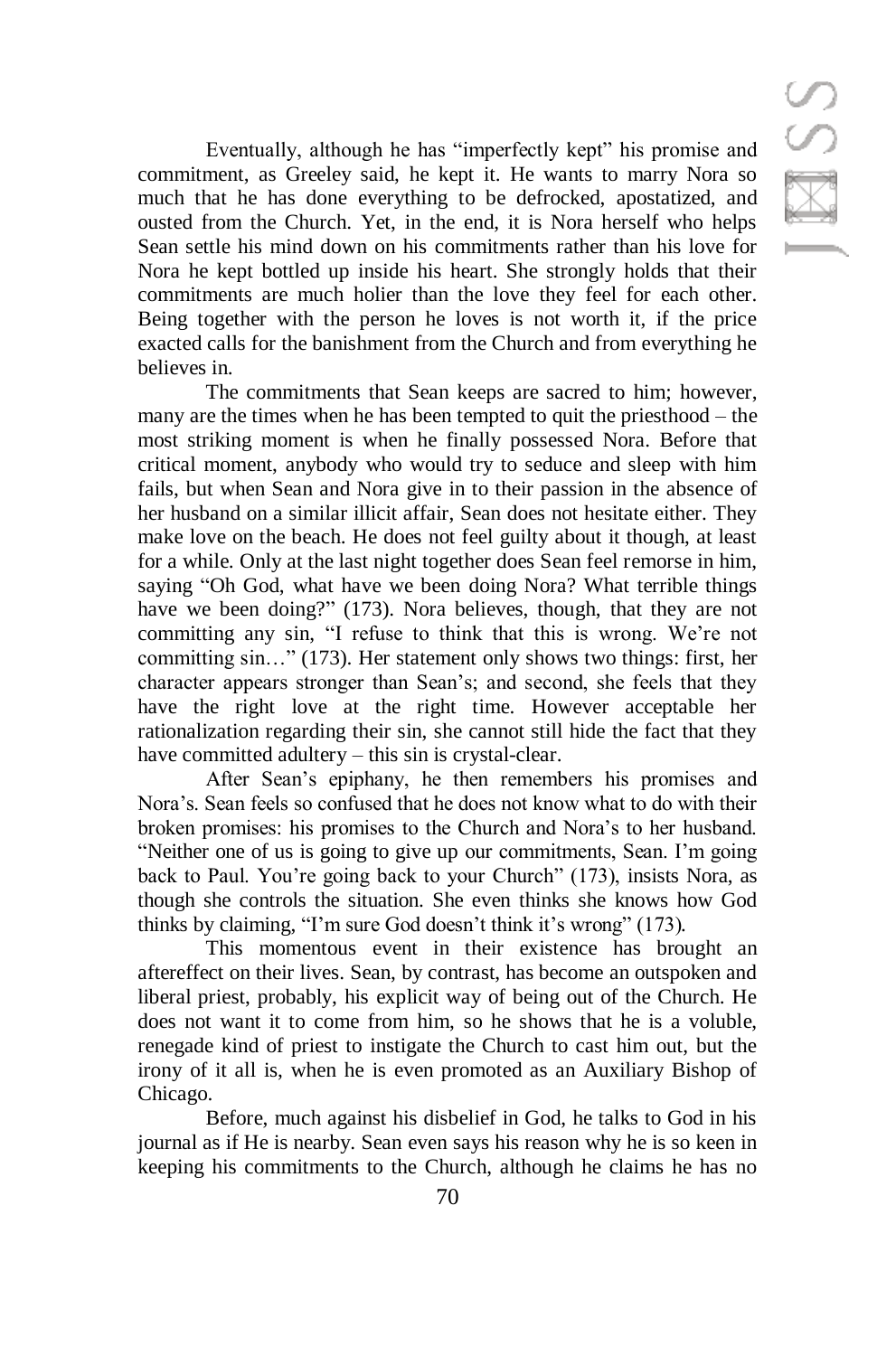Eventually, although he has "imperfectly kept" his promise and commitment, as Greeley said, he kept it. He wants to marry Nora so much that he has done everything to be defrocked, apostatized, and ousted from the Church. Yet, in the end, it is Nora herself who helps Sean settle his mind down on his commitments rather than his love for Nora he kept bottled up inside his heart. She strongly holds that their commitments are much holier than the love they feel for each other. Being together with the person he loves is not worth it, if the price exacted calls for the banishment from the Church and from everything he believes in.

The commitments that Sean keeps are sacred to him; however, many are the times when he has been tempted to quit the priesthood – the most striking moment is when he finally possessed Nora. Before that critical moment, anybody who would try to seduce and sleep with him fails, but when Sean and Nora give in to their passion in the absence of her husband on a similar illicit affair, Sean does not hesitate either. They make love on the beach. He does not feel guilty about it though, at least for a while. Only at the last night together does Sean feel remorse in him, saying "Oh God, what have we been doing Nora? What terrible things have we been doing?" (173). Nora believes, though, that they are not committing any sin, "I refuse to think that this is wrong. We're not committing sin…" (173). Her statement only shows two things: first, her character appears stronger than Sean's; and second, she feels that they have the right love at the right time. However acceptable her rationalization regarding their sin, she cannot still hide the fact that they have committed adultery – this sin is crystal-clear.

After Sean's epiphany, he then remembers his promises and Nora's. Sean feels so confused that he does not know what to do with their broken promises: his promises to the Church and Nora's to her husband. "Neither one of us is going to give up our commitments, Sean. I'm going back to Paul. You're going back to your Church" (173), insists Nora, as though she controls the situation. She even thinks she knows how God thinks by claiming, "I'm sure God doesn't think it's wrong" (173).

This momentous event in their existence has brought an aftereffect on their lives. Sean, by contrast, has become an outspoken and liberal priest, probably, his explicit way of being out of the Church. He does not want it to come from him, so he shows that he is a voluble, renegade kind of priest to instigate the Church to cast him out, but the irony of it all is, when he is even promoted as an Auxiliary Bishop of Chicago.

Before, much against his disbelief in God, he talks to God in his journal as if He is nearby. Sean even says his reason why he is so keen in keeping his commitments to the Church, although he claims he has no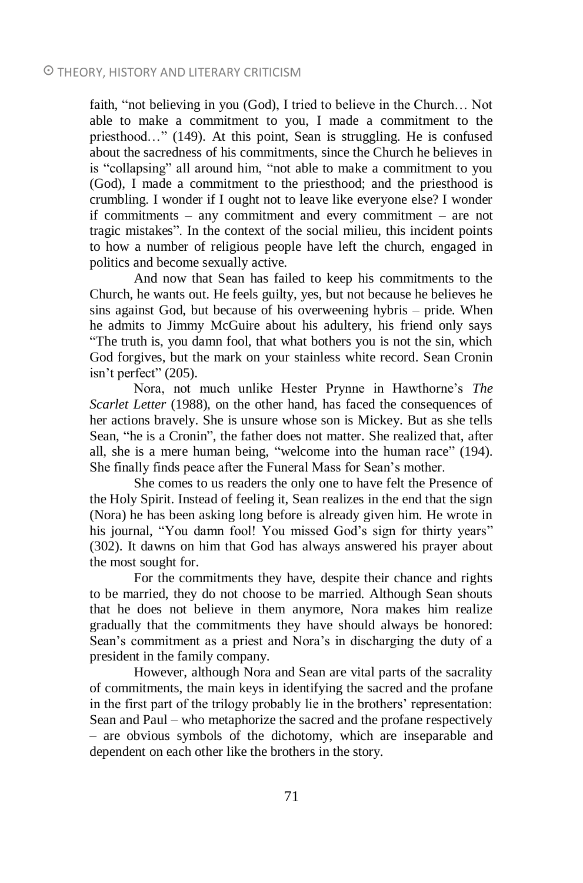faith, "not believing in you (God), I tried to believe in the Church… Not able to make a commitment to you, I made a commitment to the priesthood…" (149). At this point, Sean is struggling. He is confused about the sacredness of his commitments, since the Church he believes in is "collapsing" all around him, "not able to make a commitment to you (God), I made a commitment to the priesthood; and the priesthood is crumbling. I wonder if I ought not to leave like everyone else? I wonder if commitments – any commitment and every commitment – are not tragic mistakes". In the context of the social milieu, this incident points to how a number of religious people have left the church, engaged in politics and become sexually active.

And now that Sean has failed to keep his commitments to the Church, he wants out. He feels guilty, yes, but not because he believes he sins against God, but because of his overweening hybris – pride. When he admits to Jimmy McGuire about his adultery, his friend only says "The truth is, you damn fool, that what bothers you is not the sin, which God forgives, but the mark on your stainless white record. Sean Cronin isn't perfect" (205).

Nora, not much unlike Hester Prynne in Hawthorne's *The Scarlet Letter* (1988), on the other hand, has faced the consequences of her actions bravely. She is unsure whose son is Mickey. But as she tells Sean, "he is a Cronin", the father does not matter. She realized that, after all, she is a mere human being, "welcome into the human race" (194). She finally finds peace after the Funeral Mass for Sean's mother.

She comes to us readers the only one to have felt the Presence of the Holy Spirit. Instead of feeling it, Sean realizes in the end that the sign (Nora) he has been asking long before is already given him. He wrote in his journal, "You damn fool! You missed God's sign for thirty years" (302). It dawns on him that God has always answered his prayer about the most sought for.

For the commitments they have, despite their chance and rights to be married, they do not choose to be married. Although Sean shouts that he does not believe in them anymore, Nora makes him realize gradually that the commitments they have should always be honored: Sean's commitment as a priest and Nora's in discharging the duty of a president in the family company.

However, although Nora and Sean are vital parts of the sacrality of commitments, the main keys in identifying the sacred and the profane in the first part of the trilogy probably lie in the brothers' representation: Sean and Paul – who metaphorize the sacred and the profane respectively – are obvious symbols of the dichotomy, which are inseparable and dependent on each other like the brothers in the story.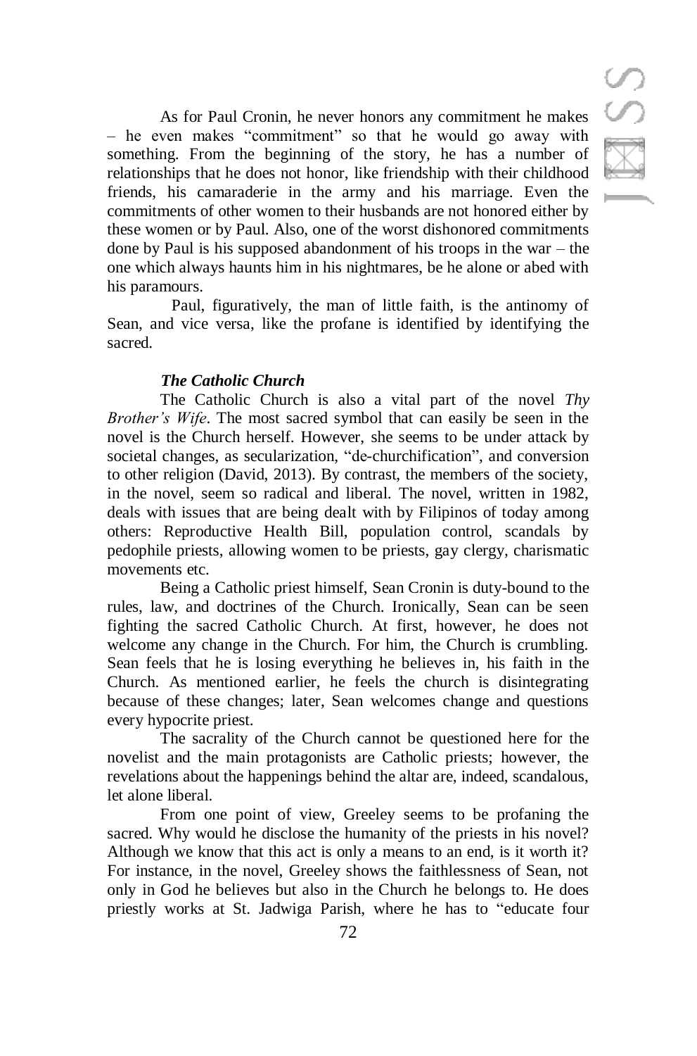As for Paul Cronin, he never honors any commitment he makes – he even makes "commitment" so that he would go away with something. From the beginning of the story, he has a number of relationships that he does not honor, like friendship with their childhood friends, his camaraderie in the army and his marriage. Even the commitments of other women to their husbands are not honored either by these women or by Paul. Also, one of the worst dishonored commitments done by Paul is his supposed abandonment of his troops in the war – the one which always haunts him in his nightmares, be he alone or abed with his paramours.

Paul, figuratively, the man of little faith, is the antinomy of Sean, and vice versa, like the profane is identified by identifying the sacred.

***The Catholic Church***

The Catholic Church is also a vital part of the novel *Thy Brother's Wife*. The most sacred symbol that can easily be seen in the novel is the Church herself. However, she seems to be under attack by societal changes, as secularization, "de-churchification", and conversion to other religion (David, 2013). By contrast, the members of the society, in the novel, seem so radical and liberal. The novel, written in 1982, deals with issues that are being dealt with by Filipinos of today among others: Reproductive Health Bill, population control, scandals by pedophile priests, allowing women to be priests, gay clergy, charismatic movements etc.

Being a Catholic priest himself, Sean Cronin is duty-bound to the rules, law, and doctrines of the Church. Ironically, Sean can be seen fighting the sacred Catholic Church. At first, however, he does not welcome any change in the Church. For him, the Church is crumbling. Sean feels that he is losing everything he believes in, his faith in the Church. As mentioned earlier, he feels the church is disintegrating because of these changes; later, Sean welcomes change and questions every hypocrite priest.

The sacrality of the Church cannot be questioned here for the novelist and the main protagonists are Catholic priests; however, the revelations about the happenings behind the altar are, indeed, scandalous, let alone liberal.

From one point of view, Greeley seems to be profaning the sacred. Why would he disclose the humanity of the priests in his novel? Although we know that this act is only a means to an end, is it worth it? For instance, in the novel, Greeley shows the faithlessness of Sean, not only in God he believes but also in the Church he belongs to. He does priestly works at St. Jadwiga Parish, where he has to "educate four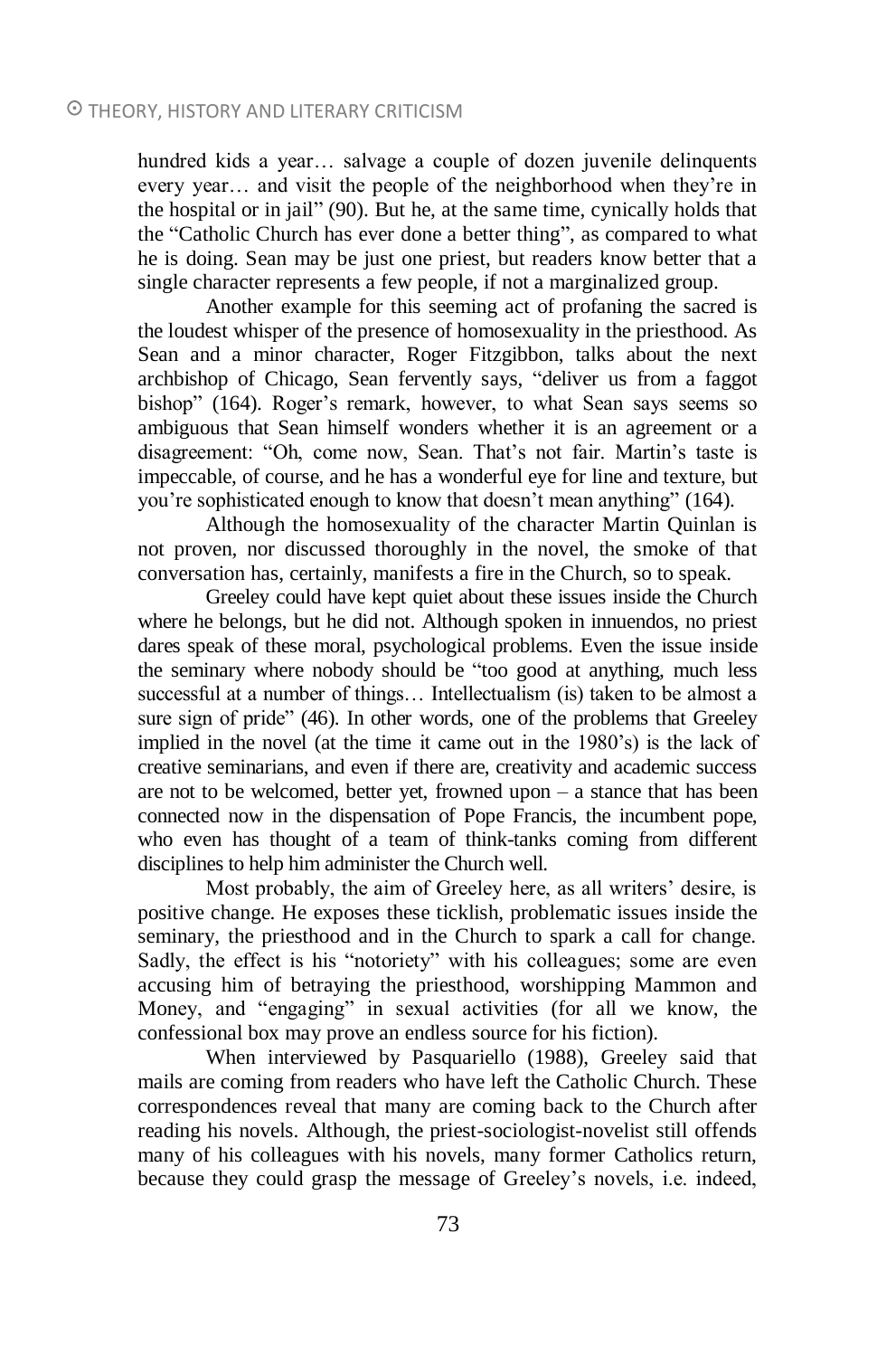hundred kids a year… salvage a couple of dozen juvenile delinquents every year… and visit the people of the neighborhood when they're in the hospital or in jail" (90). But he, at the same time, cynically holds that the "Catholic Church has ever done a better thing", as compared to what he is doing. Sean may be just one priest, but readers know better that a single character represents a few people, if not a marginalized group.

Another example for this seeming act of profaning the sacred is the loudest whisper of the presence of homosexuality in the priesthood. As Sean and a minor character, Roger Fitzgibbon, talks about the next archbishop of Chicago, Sean fervently says, "deliver us from a faggot bishop" (164). Roger's remark, however, to what Sean says seems so ambiguous that Sean himself wonders whether it is an agreement or a disagreement: "Oh, come now, Sean. That's not fair. Martin's taste is impeccable, of course, and he has a wonderful eye for line and texture, but you're sophisticated enough to know that doesn't mean anything" (164).

Although the homosexuality of the character Martin Quinlan is not proven, nor discussed thoroughly in the novel, the smoke of that conversation has, certainly, manifests a fire in the Church, so to speak.

Greeley could have kept quiet about these issues inside the Church where he belongs, but he did not. Although spoken in innuendos, no priest dares speak of these moral, psychological problems. Even the issue inside the seminary where nobody should be "too good at anything, much less successful at a number of things… Intellectualism (is) taken to be almost a sure sign of pride" (46). In other words, one of the problems that Greeley implied in the novel (at the time it came out in the 1980's) is the lack of creative seminarians, and even if there are, creativity and academic success are not to be welcomed, better yet, frowned upon – a stance that has been connected now in the dispensation of Pope Francis, the incumbent pope, who even has thought of a team of think-tanks coming from different disciplines to help him administer the Church well.

Most probably, the aim of Greeley here, as all writers' desire, is positive change. He exposes these ticklish, problematic issues inside the seminary, the priesthood and in the Church to spark a call for change. Sadly, the effect is his "notoriety" with his colleagues; some are even accusing him of betraying the priesthood, worshipping Mammon and Money, and "engaging" in sexual activities (for all we know, the confessional box may prove an endless source for his fiction).

When interviewed by Pasquariello (1988), Greeley said that mails are coming from readers who have left the Catholic Church. These correspondences reveal that many are coming back to the Church after reading his novels. Although, the priest-sociologist-novelist still offends many of his colleagues with his novels, many former Catholics return, because they could grasp the message of Greeley's novels, i.e. indeed,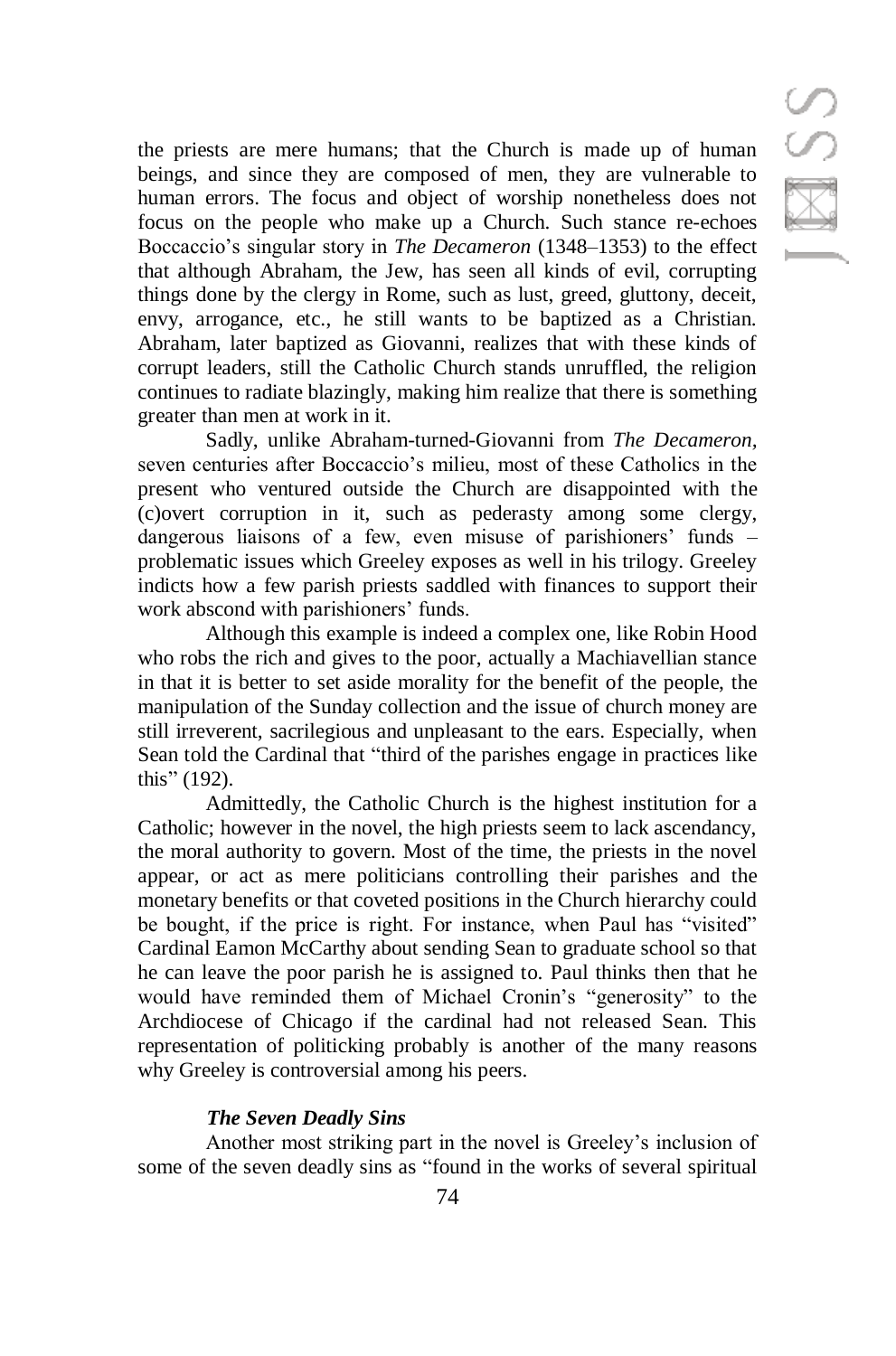the priests are mere humans; that the Church is made up of human beings, and since they are composed of men, they are vulnerable to human errors. The focus and object of worship nonetheless does not focus on the people who make up a Church. Such stance re-echoes Boccaccio's singular story in *The Decameron* (1348–1353) to the effect that although Abraham, the Jew, has seen all kinds of evil, corrupting things done by the clergy in Rome, such as lust, greed, gluttony, deceit, envy, arrogance, etc., he still wants to be baptized as a Christian. Abraham, later baptized as Giovanni, realizes that with these kinds of corrupt leaders, still the Catholic Church stands unruffled, the religion continues to radiate blazingly, making him realize that there is something greater than men at work in it.

Sadly, unlike Abraham-turned-Giovanni from *The Decameron*, seven centuries after Boccaccio's milieu, most of these Catholics in the present who ventured outside the Church are disappointed with the (c)overt corruption in it, such as pederasty among some clergy, dangerous liaisons of a few, even misuse of parishioners' funds – problematic issues which Greeley exposes as well in his trilogy. Greeley indicts how a few parish priests saddled with finances to support their work abscond with parishioners' funds.

Although this example is indeed a complex one, like Robin Hood who robs the rich and gives to the poor, actually a Machiavellian stance in that it is better to set aside morality for the benefit of the people, the manipulation of the Sunday collection and the issue of church money are still irreverent, sacrilegious and unpleasant to the ears. Especially, when Sean told the Cardinal that "third of the parishes engage in practices like this" (192).

Admittedly, the Catholic Church is the highest institution for a Catholic; however in the novel, the high priests seem to lack ascendancy, the moral authority to govern. Most of the time, the priests in the novel appear, or act as mere politicians controlling their parishes and the monetary benefits or that coveted positions in the Church hierarchy could be bought, if the price is right. For instance, when Paul has "visited" Cardinal Eamon McCarthy about sending Sean to graduate school so that he can leave the poor parish he is assigned to. Paul thinks then that he would have reminded them of Michael Cronin's "generosity" to the Archdiocese of Chicago if the cardinal had not released Sean. This representation of politicking probably is another of the many reasons why Greeley is controversial among his peers.

### *The Seven Deadly Sins*

Another most striking part in the novel is Greeley's inclusion of some of the seven deadly sins as "found in the works of several spiritual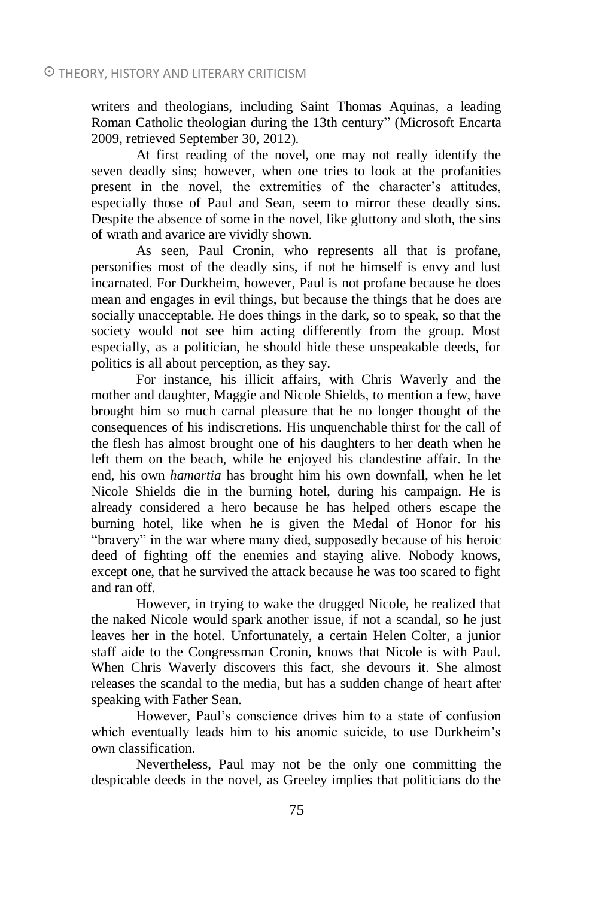writers and theologians, including Saint Thomas Aquinas, a leading Roman Catholic theologian during the 13th century" (Microsoft Encarta 2009, retrieved September 30, 2012).

At first reading of the novel, one may not really identify the seven deadly sins; however, when one tries to look at the profanities present in the novel, the extremities of the character's attitudes, especially those of Paul and Sean, seem to mirror these deadly sins. Despite the absence of some in the novel, like gluttony and sloth, the sins of wrath and avarice are vividly shown.

As seen, Paul Cronin, who represents all that is profane, personifies most of the deadly sins, if not he himself is envy and lust incarnated. For Durkheim, however, Paul is not profane because he does mean and engages in evil things, but because the things that he does are socially unacceptable. He does things in the dark, so to speak, so that the society would not see him acting differently from the group. Most especially, as a politician, he should hide these unspeakable deeds, for politics is all about perception, as they say.

For instance, his illicit affairs, with Chris Waverly and the mother and daughter, Maggie and Nicole Shields, to mention a few, have brought him so much carnal pleasure that he no longer thought of the consequences of his indiscretions. His unquenchable thirst for the call of the flesh has almost brought one of his daughters to her death when he left them on the beach, while he enjoyed his clandestine affair. In the end, his own *hamartia* has brought him his own downfall, when he let Nicole Shields die in the burning hotel, during his campaign. He is already considered a hero because he has helped others escape the burning hotel, like when he is given the Medal of Honor for his "bravery" in the war where many died, supposedly because of his heroic deed of fighting off the enemies and staying alive. Nobody knows, except one, that he survived the attack because he was too scared to fight and ran off.

However, in trying to wake the drugged Nicole, he realized that the naked Nicole would spark another issue, if not a scandal, so he just leaves her in the hotel. Unfortunately, a certain Helen Colter, a junior staff aide to the Congressman Cronin, knows that Nicole is with Paul. When Chris Waverly discovers this fact, she devours it. She almost releases the scandal to the media, but has a sudden change of heart after speaking with Father Sean.

However, Paul's conscience drives him to a state of confusion which eventually leads him to his anomic suicide, to use Durkheim's own classification.

Nevertheless, Paul may not be the only one committing the despicable deeds in the novel, as Greeley implies that politicians do the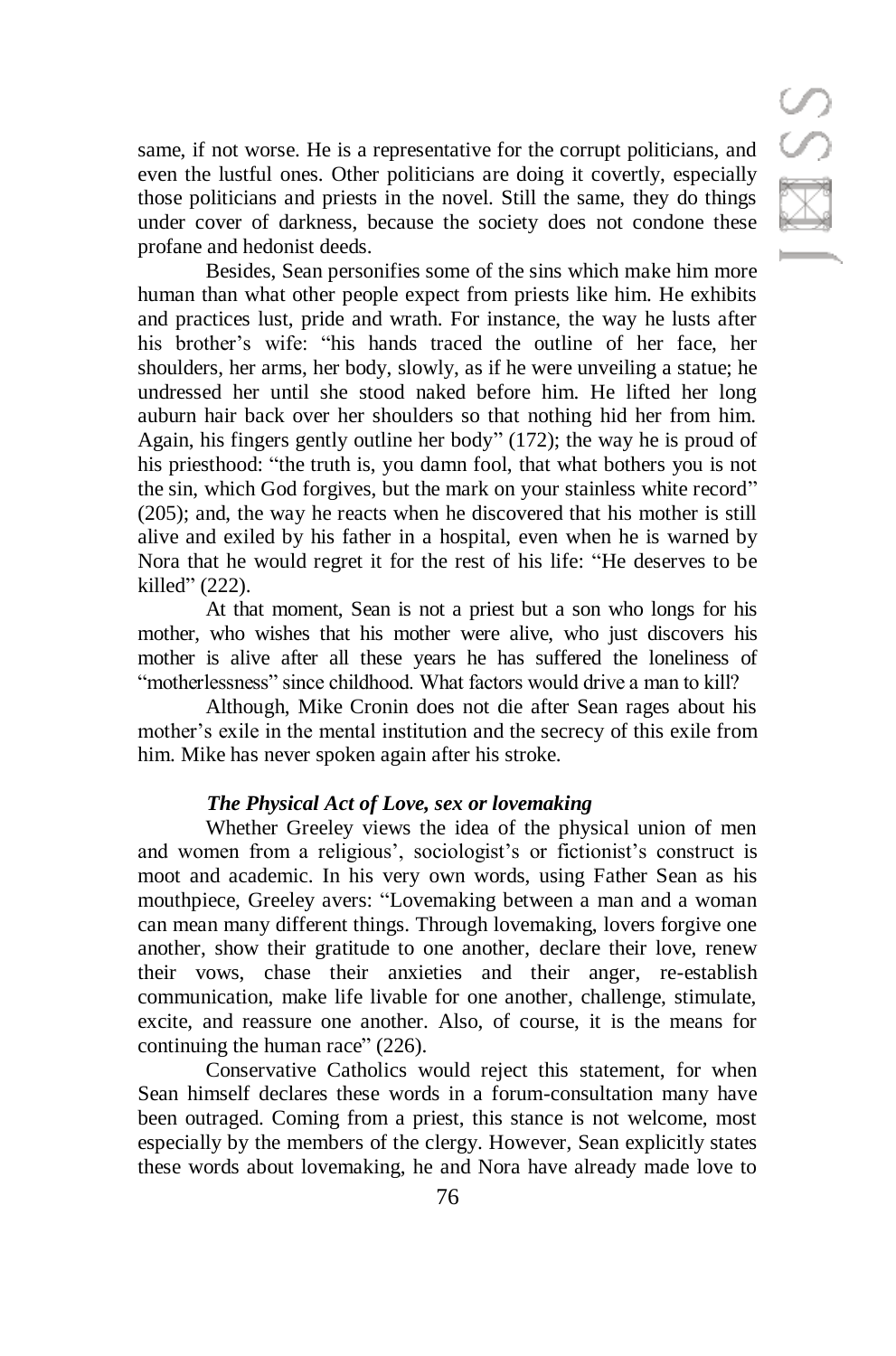same, if not worse. He is a representative for the corrupt politicians, and even the lustful ones. Other politicians are doing it covertly, especially those politicians and priests in the novel. Still the same, they do things under cover of darkness, because the society does not condone these profane and hedonist deeds.

Besides, Sean personifies some of the sins which make him more human than what other people expect from priests like him. He exhibits and practices lust, pride and wrath. For instance, the way he lusts after his brother's wife: "his hands traced the outline of her face, her shoulders, her arms, her body, slowly, as if he were unveiling a statue; he undressed her until she stood naked before him. He lifted her long auburn hair back over her shoulders so that nothing hid her from him. Again, his fingers gently outline her body" (172); the way he is proud of his priesthood: "the truth is, you damn fool, that what bothers you is not the sin, which God forgives, but the mark on your stainless white record" (205); and, the way he reacts when he discovered that his mother is still alive and exiled by his father in a hospital, even when he is warned by Nora that he would regret it for the rest of his life: "He deserves to be killed" (222).

At that moment, Sean is not a priest but a son who longs for his mother, who wishes that his mother were alive, who just discovers his mother is alive after all these years he has suffered the loneliness of "motherlessness" since childhood. What factors would drive a man to kill?

Although, Mike Cronin does not die after Sean rages about his mother's exile in the mental institution and the secrecy of this exile from him. Mike has never spoken again after his stroke.

### *The Physical Act of Love, sex or lovemaking*

Whether Greeley views the idea of the physical union of men and women from a religious', sociologist's or fictionist's construct is moot and academic. In his very own words, using Father Sean as his mouthpiece, Greeley avers: "Lovemaking between a man and a woman can mean many different things. Through lovemaking, lovers forgive one another, show their gratitude to one another, declare their love, renew their vows, chase their anxieties and their anger, re-establish communication, make life livable for one another, challenge, stimulate, excite, and reassure one another. Also, of course, it is the means for continuing the human race" (226).

Conservative Catholics would reject this statement, for when Sean himself declares these words in a forum-consultation many have been outraged. Coming from a priest, this stance is not welcome, most especially by the members of the clergy. However, Sean explicitly states these words about lovemaking, he and Nora have already made love to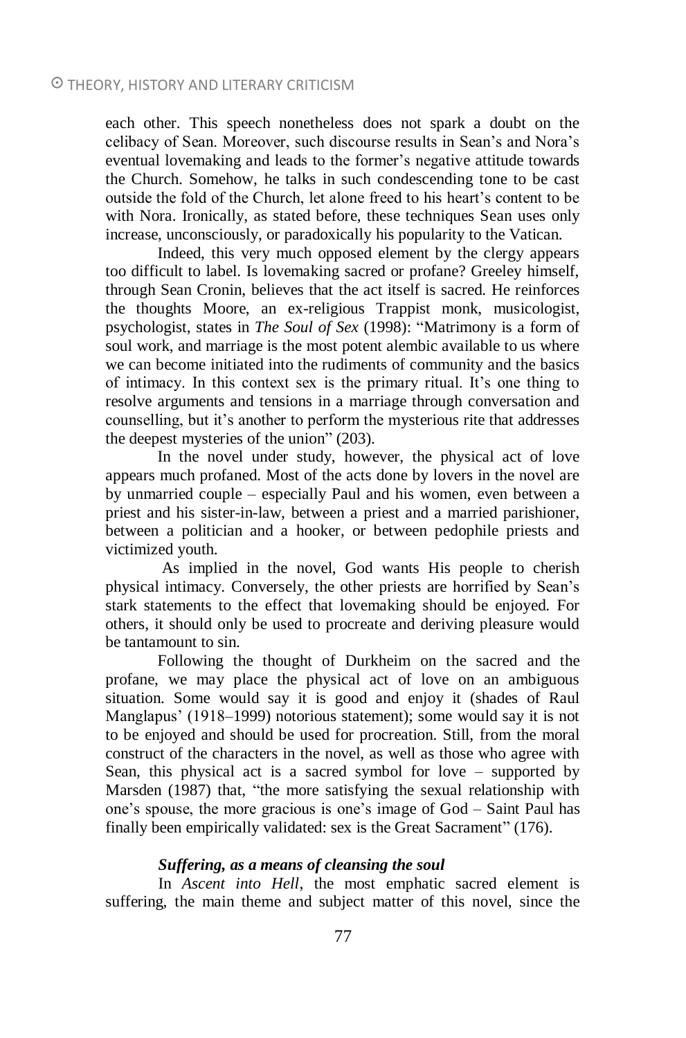each other. This speech nonetheless does not spark a doubt on the celibacy of Sean. Moreover, such discourse results in Sean's and Nora's eventual lovemaking and leads to the former's negative attitude towards the Church. Somehow, he talks in such condescending tone to be cast outside the fold of the Church, let alone freed to his heart's content to be with Nora. Ironically, as stated before, these techniques Sean uses only increase, unconsciously, or paradoxically his popularity to the Vatican.

Indeed, this very much opposed element by the clergy appears too difficult to label. Is lovemaking sacred or profane? Greeley himself, through Sean Cronin, believes that the act itself is sacred. He reinforces the thoughts Moore, an ex-religious Trappist monk, musicologist, psychologist, states in *The Soul of Sex* (1998): "Matrimony is a form of soul work, and marriage is the most potent alembic available to us where we can become initiated into the rudiments of community and the basics of intimacy. In this context sex is the primary ritual. It's one thing to resolve arguments and tensions in a marriage through conversation and counselling, but it's another to perform the mysterious rite that addresses the deepest mysteries of the union" (203).

In the novel under study, however, the physical act of love appears much profaned. Most of the acts done by lovers in the novel are by unmarried couple – especially Paul and his women, even between a priest and his sister-in-law, between a priest and a married parishioner, between a politician and a hooker, or between pedophile priests and victimized youth.

As implied in the novel, God wants His people to cherish physical intimacy. Conversely, the other priests are horrified by Sean's stark statements to the effect that lovemaking should be enjoyed. For others, it should only be used to procreate and deriving pleasure would be tantamount to sin.

Following the thought of Durkheim on the sacred and the profane, we may place the physical act of love on an ambiguous situation. Some would say it is good and enjoy it (shades of Raul Manglapus' (1918–1999) notorious statement); some would say it is not to be enjoyed and should be used for procreation. Still, from the moral construct of the characters in the novel, as well as those who agree with Sean, this physical act is a sacred symbol for love – supported by Marsden (1987) that, "the more satisfying the sexual relationship with one's spouse, the more gracious is one's image of God – Saint Paul has finally been empirically validated: sex is the Great Sacrament" (176).

### *Suffering, as a means of cleansing the soul*

In *Ascent into Hell*, the most emphatic sacred element is suffering, the main theme and subject matter of this novel, since the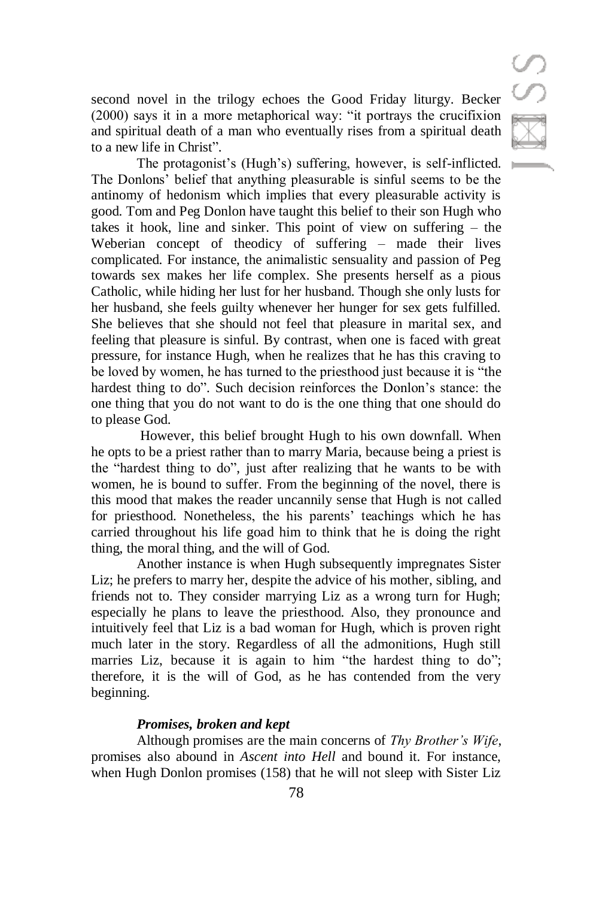second novel in the trilogy echoes the Good Friday liturgy. Becker (2000) says it in a more metaphorical way: "it portrays the crucifixion and spiritual death of a man who eventually rises from a spiritual death to a new life in Christ".

The protagonist's (Hugh's) suffering, however, is self-inflicted. The Donlons' belief that anything pleasurable is sinful seems to be the antinomy of hedonism which implies that every pleasurable activity is good. Tom and Peg Donlon have taught this belief to their son Hugh who takes it hook, line and sinker. This point of view on suffering – the Weberian concept of theodicy of suffering – made their lives complicated. For instance, the animalistic sensuality and passion of Peg towards sex makes her life complex. She presents herself as a pious Catholic, while hiding her lust for her husband. Though she only lusts for her husband, she feels guilty whenever her hunger for sex gets fulfilled. She believes that she should not feel that pleasure in marital sex, and feeling that pleasure is sinful. By contrast, when one is faced with great pressure, for instance Hugh, when he realizes that he has this craving to be loved by women, he has turned to the priesthood just because it is "the hardest thing to do". Such decision reinforces the Donlon's stance: the one thing that you do not want to do is the one thing that one should do to please God.

However, this belief brought Hugh to his own downfall. When he opts to be a priest rather than to marry Maria, because being a priest is the "hardest thing to do", just after realizing that he wants to be with women, he is bound to suffer. From the beginning of the novel, there is this mood that makes the reader uncannily sense that Hugh is not called for priesthood. Nonetheless, the his parents' teachings which he has carried throughout his life goad him to think that he is doing the right thing, the moral thing, and the will of God.

Another instance is when Hugh subsequently impregnates Sister Liz; he prefers to marry her, despite the advice of his mother, sibling, and friends not to. They consider marrying Liz as a wrong turn for Hugh; especially he plans to leave the priesthood. Also, they pronounce and intuitively feel that Liz is a bad woman for Hugh, which is proven right much later in the story. Regardless of all the admonitions, Hugh still marries Liz, because it is again to him "the hardest thing to do"; therefore, it is the will of God, as he has contended from the very beginning.

### *Promises, broken and kept*

Although promises are the main concerns of *Thy Brother's Wife*, promises also abound in *Ascent into Hell* and bound it. For instance, when Hugh Donlon promises (158) that he will not sleep with Sister Liz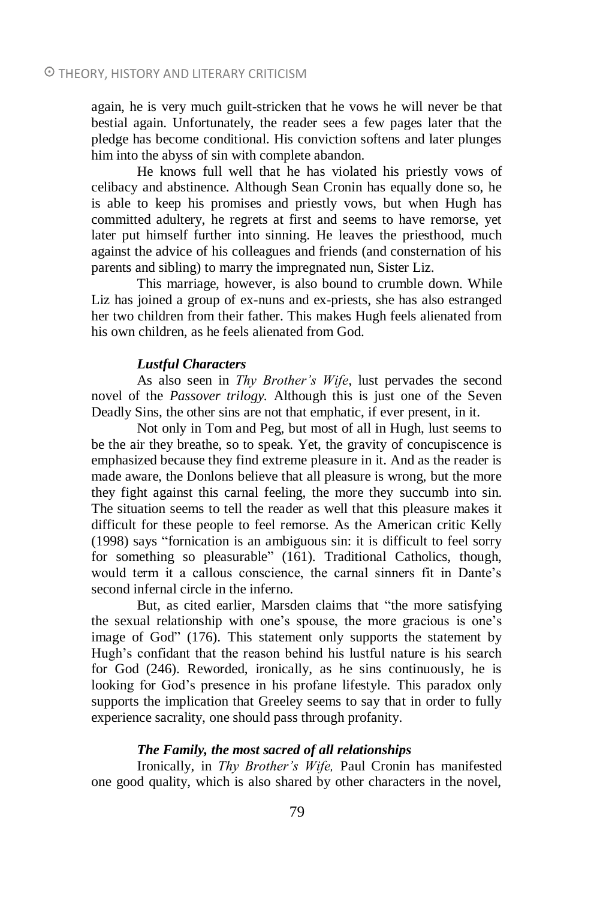again, he is very much guilt-stricken that he vows he will never be that bestial again. Unfortunately, the reader sees a few pages later that the pledge has become conditional. His conviction softens and later plunges him into the abyss of sin with complete abandon.

He knows full well that he has violated his priestly vows of celibacy and abstinence. Although Sean Cronin has equally done so, he is able to keep his promises and priestly vows, but when Hugh has committed adultery, he regrets at first and seems to have remorse, yet later put himself further into sinning. He leaves the priesthood, much against the advice of his colleagues and friends (and consternation of his parents and sibling) to marry the impregnated nun, Sister Liz.

This marriage, however, is also bound to crumble down. While Liz has joined a group of ex-nuns and ex-priests, she has also estranged her two children from their father. This makes Hugh feels alienated from his own children, as he feels alienated from God.

### *Lustful Characters*

As also seen in *Thy Brother's Wife*, lust pervades the second novel of the *Passover trilogy.* Although this is just one of the Seven Deadly Sins, the other sins are not that emphatic, if ever present, in it.

Not only in Tom and Peg, but most of all in Hugh, lust seems to be the air they breathe, so to speak. Yet, the gravity of concupiscence is emphasized because they find extreme pleasure in it. And as the reader is made aware, the Donlons believe that all pleasure is wrong, but the more they fight against this carnal feeling, the more they succumb into sin. The situation seems to tell the reader as well that this pleasure makes it difficult for these people to feel remorse. As the American critic Kelly (1998) says "fornication is an ambiguous sin: it is difficult to feel sorry for something so pleasurable" (161). Traditional Catholics, though, would term it a callous conscience, the carnal sinners fit in Dante's second infernal circle in the inferno.

But, as cited earlier, Marsden claims that "the more satisfying the sexual relationship with one's spouse, the more gracious is one's image of God" (176). This statement only supports the statement by Hugh's confidant that the reason behind his lustful nature is his search for God (246). Reworded, ironically, as he sins continuously, he is looking for God's presence in his profane lifestyle. This paradox only supports the implication that Greeley seems to say that in order to fully experience sacrality, one should pass through profanity.

### *The Family, the most sacred of all relationships*

Ironically, in *Thy Brother's Wife,* Paul Cronin has manifested one good quality, which is also shared by other characters in the novel,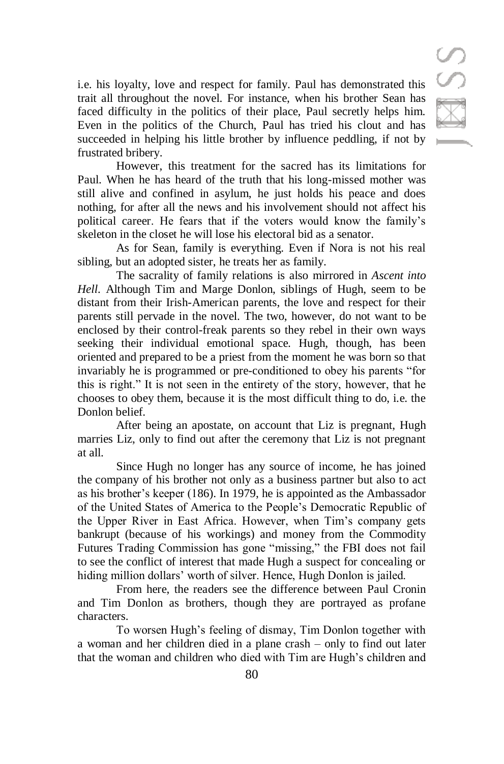i.e. his loyalty, love and respect for family. Paul has demonstrated this trait all throughout the novel. For instance, when his brother Sean has faced difficulty in the politics of their place, Paul secretly helps him. Even in the politics of the Church, Paul has tried his clout and has succeeded in helping his little brother by influence peddling, if not by frustrated bribery.

However, this treatment for the sacred has its limitations for Paul. When he has heard of the truth that his long-missed mother was still alive and confined in asylum, he just holds his peace and does nothing, for after all the news and his involvement should not affect his political career. He fears that if the voters would know the family's skeleton in the closet he will lose his electoral bid as a senator.

As for Sean, family is everything. Even if Nora is not his real sibling, but an adopted sister, he treats her as family.

The sacrality of family relations is also mirrored in *Ascent into Hell*. Although Tim and Marge Donlon, siblings of Hugh, seem to be distant from their Irish-American parents, the love and respect for their parents still pervade in the novel. The two, however, do not want to be enclosed by their control-freak parents so they rebel in their own ways seeking their individual emotional space. Hugh, though, has been oriented and prepared to be a priest from the moment he was born so that invariably he is programmed or pre-conditioned to obey his parents "for this is right." It is not seen in the entirety of the story, however, that he chooses to obey them, because it is the most difficult thing to do, i.e. the Donlon belief.

After being an apostate, on account that Liz is pregnant, Hugh marries Liz, only to find out after the ceremony that Liz is not pregnant at all.

Since Hugh no longer has any source of income, he has joined the company of his brother not only as a business partner but also to act as his brother's keeper (186). In 1979, he is appointed as the Ambassador of the United States of America to the People's Democratic Republic of the Upper River in East Africa. However, when Tim's company gets bankrupt (because of his workings) and money from the Commodity Futures Trading Commission has gone "missing," the FBI does not fail to see the conflict of interest that made Hugh a suspect for concealing or hiding million dollars' worth of silver. Hence, Hugh Donlon is jailed.

From here, the readers see the difference between Paul Cronin and Tim Donlon as brothers, though they are portrayed as profane characters.

To worsen Hugh's feeling of dismay, Tim Donlon together with a woman and her children died in a plane crash – only to find out later that the woman and children who died with Tim are Hugh's children and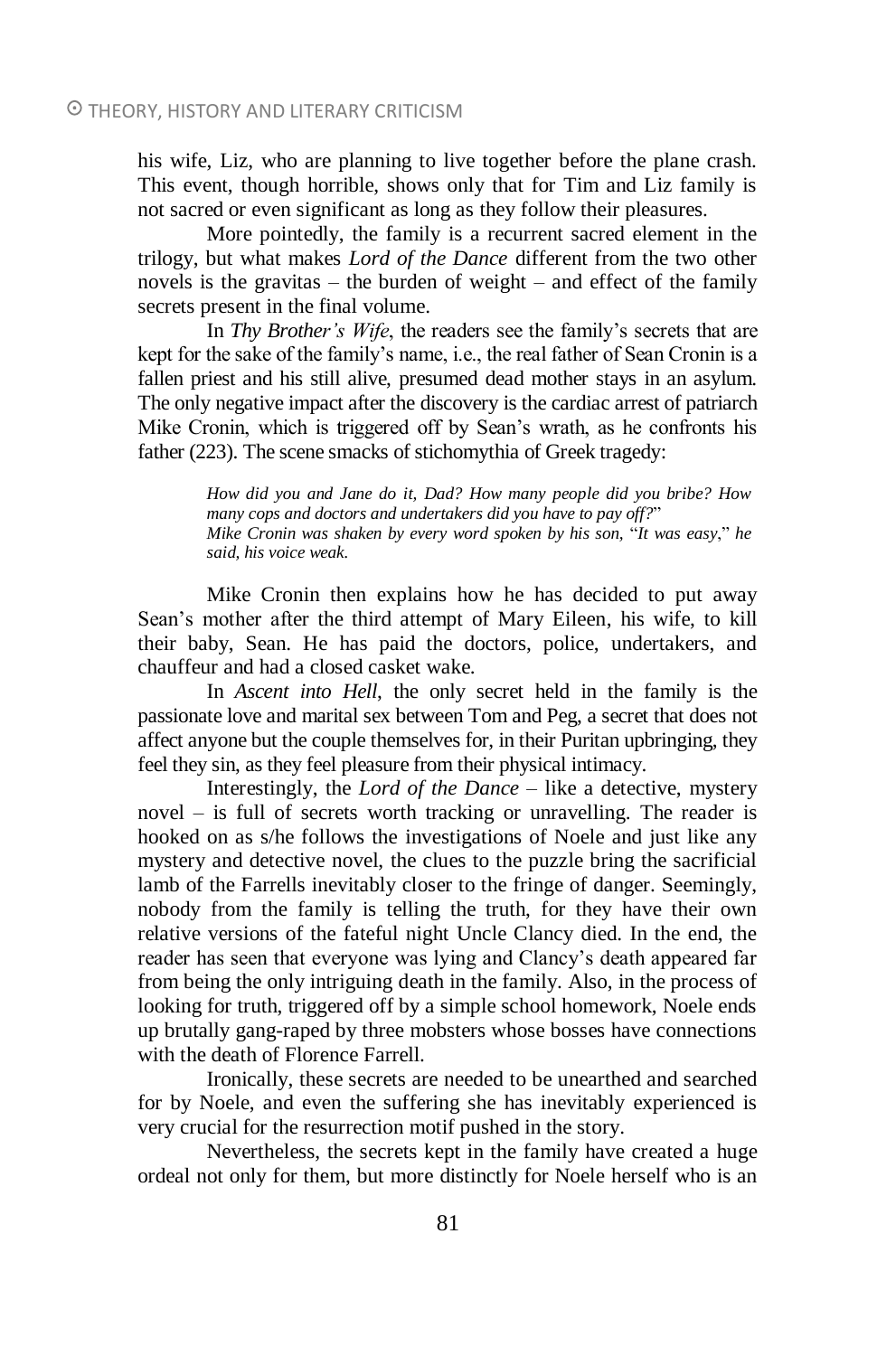his wife, Liz, who are planning to live together before the plane crash. This event, though horrible, shows only that for Tim and Liz family is not sacred or even significant as long as they follow their pleasures.

More pointedly, the family is a recurrent sacred element in the trilogy, but what makes *Lord of the Dance* different from the two other novels is the gravitas – the burden of weight – and effect of the family secrets present in the final volume.

In *Thy Brother's Wife*, the readers see the family's secrets that are kept for the sake of the family's name, i.e., the real father of Sean Cronin is a fallen priest and his still alive, presumed dead mother stays in an asylum. The only negative impact after the discovery is the cardiac arrest of patriarch Mike Cronin, which is triggered off by Sean's wrath, as he confronts his father (223). The scene smacks of stichomythia of Greek tragedy:

> ***How did you and Jane do it, Dad? How many people did you bribe? How many cops and doctors and undertakers did you have to pay off?***"
> ***Mike Cronin was shaken by every word spoken by his son,*** "***It was easy***," ***he said, his voice weak.***

Mike Cronin then explains how he has decided to put away Sean's mother after the third attempt of Mary Eileen, his wife, to kill their baby, Sean. He has paid the doctors, police, undertakers, and chauffeur and had a closed casket wake.

In *Ascent into Hell*, the only secret held in the family is the passionate love and marital sex between Tom and Peg, a secret that does not affect anyone but the couple themselves for, in their Puritan upbringing, they feel they sin, as they feel pleasure from their physical intimacy.

Interestingly, the *Lord of the Dance* – like a detective, mystery novel – is full of secrets worth tracking or unravelling. The reader is hooked on as s/he follows the investigations of Noele and just like any mystery and detective novel, the clues to the puzzle bring the sacrificial lamb of the Farrells inevitably closer to the fringe of danger. Seemingly, nobody from the family is telling the truth, for they have their own relative versions of the fateful night Uncle Clancy died. In the end, the reader has seen that everyone was lying and Clancy's death appeared far from being the only intriguing death in the family. Also, in the process of looking for truth, triggered off by a simple school homework, Noele ends up brutally gang-raped by three mobsters whose bosses have connections with the death of Florence Farrell.

Ironically, these secrets are needed to be unearthed and searched for by Noele, and even the suffering she has inevitably experienced is very crucial for the resurrection motif pushed in the story.

Nevertheless, the secrets kept in the family have created a huge ordeal not only for them, but more distinctly for Noele herself who is an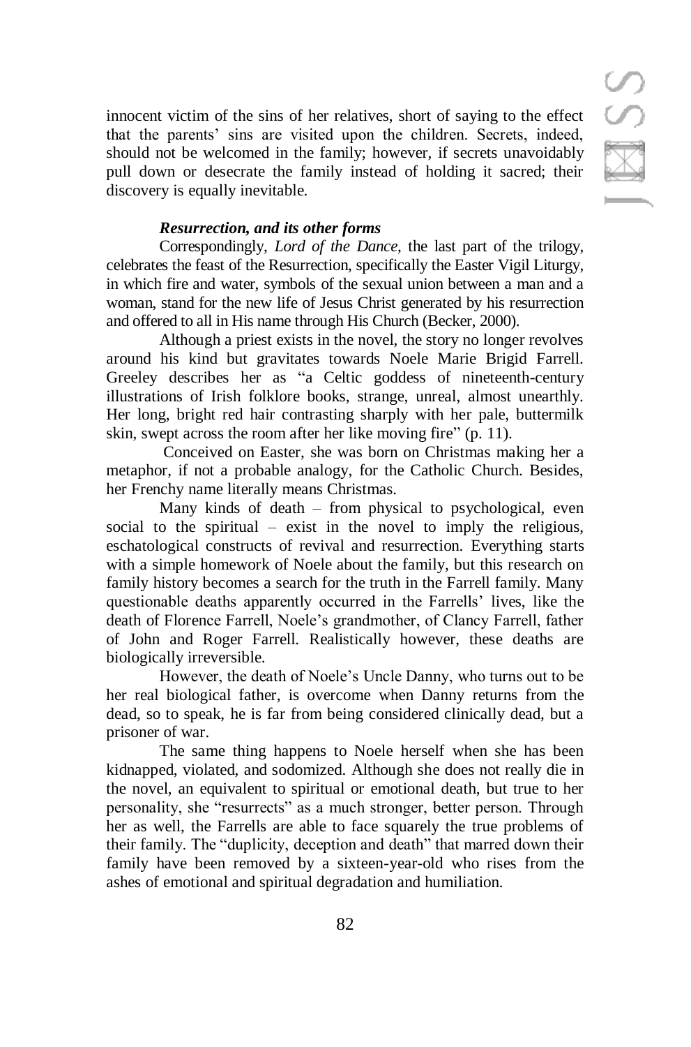innocent victim of the sins of her relatives, short of saying to the effect that the parents' sins are visited upon the children. Secrets, indeed, should not be welcomed in the family; however, if secrets unavoidably pull down or desecrate the family instead of holding it sacred; their discovery is equally inevitable.

### *Resurrection, and its other forms*

Correspondingly, *Lord of the Dance*, the last part of the trilogy, celebrates the feast of the Resurrection, specifically the Easter Vigil Liturgy, in which fire and water, symbols of the sexual union between a man and a woman, stand for the new life of Jesus Christ generated by his resurrection and offered to all in His name through His Church (Becker, 2000).

Although a priest exists in the novel, the story no longer revolves around his kind but gravitates towards Noele Marie Brigid Farrell. Greeley describes her as "a Celtic goddess of nineteenth-century illustrations of Irish folklore books, strange, unreal, almost unearthly. Her long, bright red hair contrasting sharply with her pale, buttermilk skin, swept across the room after her like moving fire" (p. 11).

Conceived on Easter, she was born on Christmas making her a metaphor, if not a probable analogy, for the Catholic Church. Besides, her Frenchy name literally means Christmas.

Many kinds of death – from physical to psychological, even social to the spiritual – exist in the novel to imply the religious, eschatological constructs of revival and resurrection. Everything starts with a simple homework of Noele about the family, but this research on family history becomes a search for the truth in the Farrell family. Many questionable deaths apparently occurred in the Farrells' lives, like the death of Florence Farrell, Noele's grandmother, of Clancy Farrell, father of John and Roger Farrell. Realistically however, these deaths are biologically irreversible.

However, the death of Noele's Uncle Danny, who turns out to be her real biological father, is overcome when Danny returns from the dead, so to speak, he is far from being considered clinically dead, but a prisoner of war.

The same thing happens to Noele herself when she has been kidnapped, violated, and sodomized. Although she does not really die in the novel, an equivalent to spiritual or emotional death, but true to her personality, she "resurrects" as a much stronger, better person. Through her as well, the Farrells are able to face squarely the true problems of their family. The "duplicity, deception and death" that marred down their family have been removed by a sixteen-year-old who rises from the ashes of emotional and spiritual degradation and humiliation.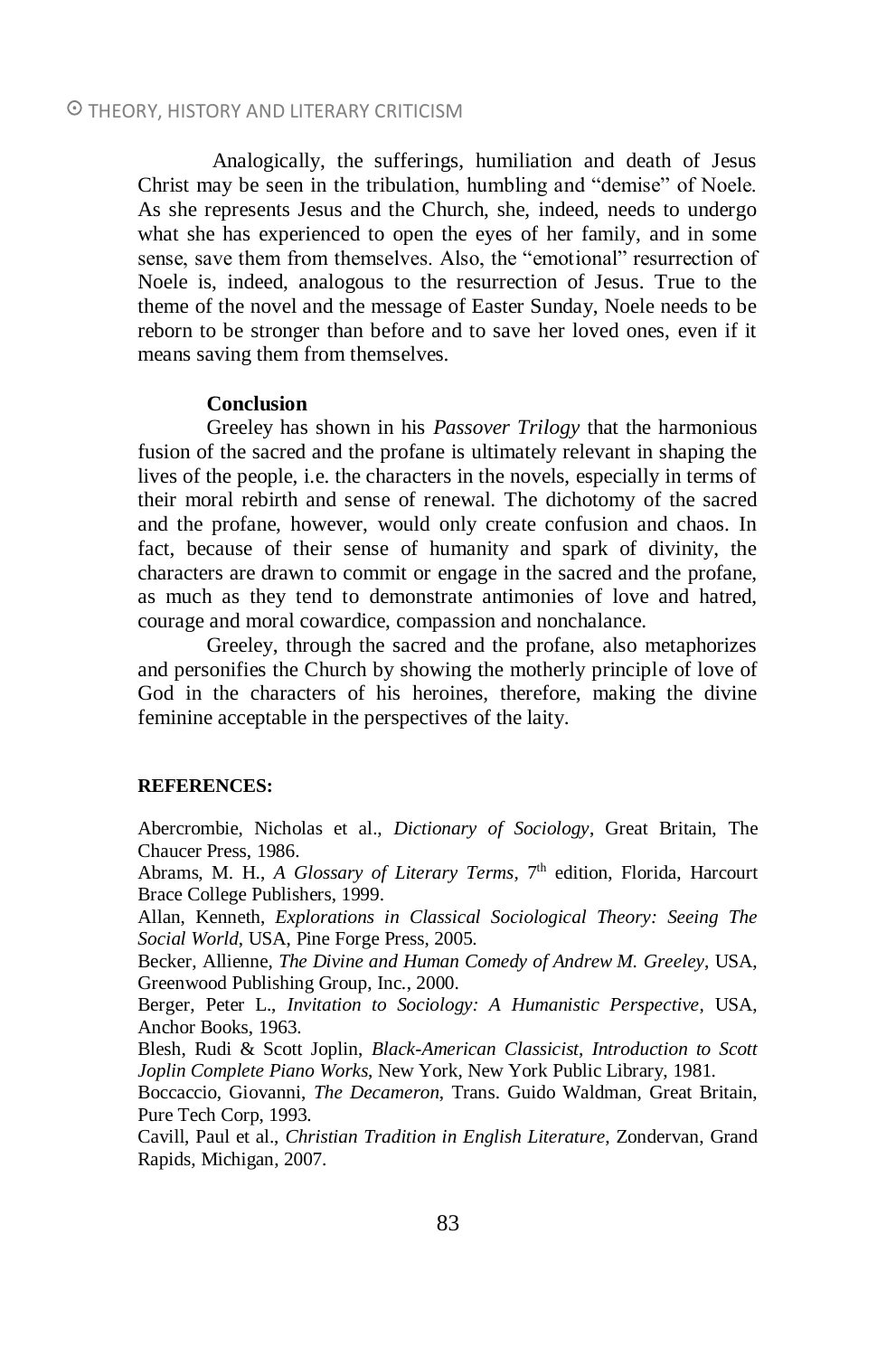Analogically, the sufferings, humiliation and death of Jesus Christ may be seen in the tribulation, humbling and "demise" of Noele. As she represents Jesus and the Church, she, indeed, needs to undergo what she has experienced to open the eyes of her family, and in some sense, save them from themselves. Also, the "emotional" resurrection of Noele is, indeed, analogous to the resurrection of Jesus. True to the theme of the novel and the message of Easter Sunday, Noele needs to be reborn to be stronger than before and to save her loved ones, even if it means saving them from themselves.

**Conclusion**

Greeley has shown in his *Passover Trilogy* that the harmonious fusion of the sacred and the profane is ultimately relevant in shaping the lives of the people, i.e. the characters in the novels, especially in terms of their moral rebirth and sense of renewal. The dichotomy of the sacred and the profane, however, would only create confusion and chaos. In fact, because of their sense of humanity and spark of divinity, the characters are drawn to commit or engage in the sacred and the profane, as much as they tend to demonstrate antimonies of love and hatred, courage and moral cowardice, compassion and nonchalance.

Greeley, through the sacred and the profane, also metaphorizes and personifies the Church by showing the motherly principle of love of God in the characters of his heroines, therefore, making the divine feminine acceptable in the perspectives of the laity.

**REFERENCES:**

Abercrombie, Nicholas et al., *Dictionary of Sociology*, Great Britain, The Chaucer Press, 1986.

Abrams, M. H., *A Glossary of Literary Terms*, 7th edition, Florida, Harcourt Brace College Publishers, 1999.

Allan, Kenneth, *Explorations in Classical Sociological Theory: Seeing The Social World*, USA, Pine Forge Press, 2005.

Becker, Allienne, *The Divine and Human Comedy of Andrew M. Greeley*, USA, Greenwood Publishing Group, Inc., 2000.

Berger, Peter L., *Invitation to Sociology: A Humanistic Perspective*, USA, Anchor Books, 1963.

Blesh, Rudi & Scott Joplin, *Black-American Classicist, Introduction to Scott Joplin Complete Piano Works*, New York, New York Public Library, 1981.

Boccaccio, Giovanni, *The Decameron*, Trans. Guido Waldman, Great Britain, Pure Tech Corp, 1993.

Cavill, Paul et al., *Christian Tradition in English Literature*, Zondervan, Grand Rapids, Michigan, 2007.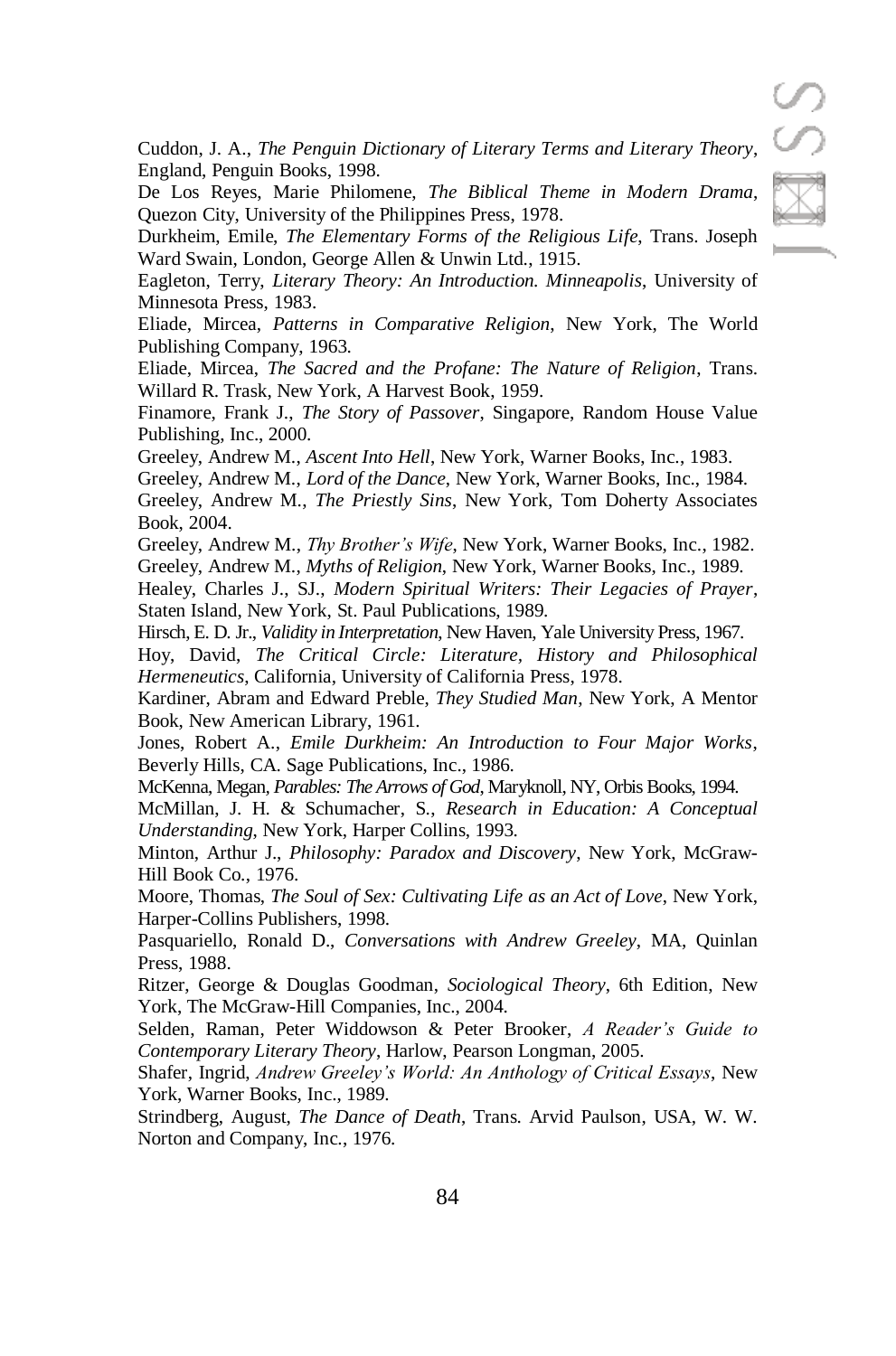Cuddon, J. A., *The Penguin Dictionary of Literary Terms and Literary Theory*, England, Penguin Books, 1998.

De Los Reyes, Marie Philomene, *The Biblical Theme in Modern Drama*, Quezon City, University of the Philippines Press, 1978.

Durkheim, Emile, *The Elementary Forms of the Religious Life*, Trans. Joseph Ward Swain, London, George Allen & Unwin Ltd., 1915.

Eagleton, Terry, *Literary Theory: An Introduction. Minneapolis*, University of Minnesota Press, 1983.

Eliade, Mircea, *Patterns in Comparative Religion*, New York, The World Publishing Company, 1963.

Eliade, Mircea, *The Sacred and the Profane: The Nature of Religion*, Trans. Willard R. Trask, New York, A Harvest Book, 1959.

Finamore, Frank J., *The Story of Passover*, Singapore, Random House Value Publishing, Inc., 2000.

Greeley, Andrew M., *Ascent Into Hell*, New York, Warner Books, Inc., 1983.

Greeley, Andrew M., *Lord of the Dance*, New York, Warner Books, Inc., 1984.

Greeley, Andrew M., *The Priestly Sins*, New York, Tom Doherty Associates Book, 2004.

Greeley, Andrew M., *Thy Brother's Wife*, New York, Warner Books, Inc., 1982.

Greeley, Andrew M., *Myths of Religion*, New York, Warner Books, Inc., 1989.

Healey, Charles J., SJ., *Modern Spiritual Writers: Their Legacies of Prayer*, Staten Island, New York, St. Paul Publications, 1989.

Hirsch, E. D. Jr., *Validity in Interpretation*, New Haven, Yale University Press, 1967.

Hoy, David, *The Critical Circle: Literature, History and Philosophical Hermeneutics*, California, University of California Press, 1978.

Kardiner, Abram and Edward Preble, *They Studied Man*, New York, A Mentor Book, New American Library, 1961.

Jones, Robert A., *Emile Durkheim: An Introduction to Four Major Works*, Beverly Hills, CA. Sage Publications, Inc., 1986.

McKenna, Megan, *Parables: The Arrows of God*, Maryknoll, NY, Orbis Books, 1994.

McMillan, J. H. & Schumacher, S., *Research in Education: A Conceptual Understanding*, New York, Harper Collins, 1993.

Minton, Arthur J., *Philosophy: Paradox and Discovery*, New York, McGraw-Hill Book Co., 1976.

Moore, Thomas, *The Soul of Sex: Cultivating Life as an Act of Love*, New York, Harper-Collins Publishers, 1998.

Pasquariello, Ronald D., *Conversations with Andrew Greeley*, MA, Quinlan Press, 1988.

Ritzer, George & Douglas Goodman, *Sociological Theory*, 6th Edition, New York, The McGraw-Hill Companies, Inc., 2004.

Selden, Raman, Peter Widdowson & Peter Brooker, *A Reader's Guide to Contemporary Literary Theory*, Harlow, Pearson Longman, 2005.

Shafer, Ingrid, *Andrew Greeley's World: An Anthology of Critical Essays*, New York, Warner Books, Inc., 1989.

Strindberg, August, *The Dance of Death*, Trans. Arvid Paulson, USA, W. W. Norton and Company, Inc., 1976.